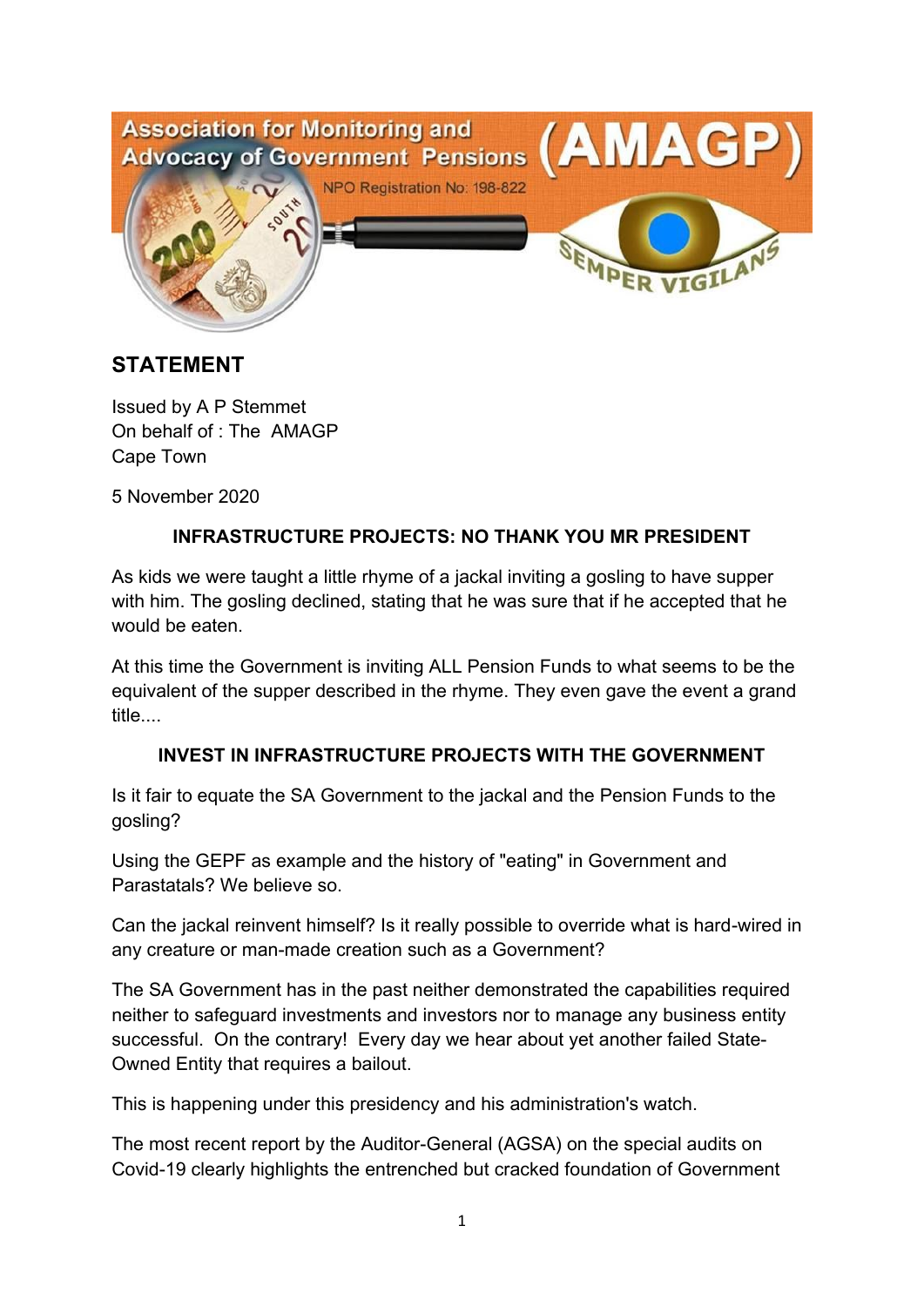Association for Monitoring and Advocacy of Government Pensions (AMAGP)

NPO Registration No: 198-822

SEMPER VIGILANS

## STATEMENT

Issued by A P Stemmet
On behalf of : The AMAGP
Cape Town

5 November 2020

**INFRASTRUCTURE PROJECTS: NO THANK YOU MR PRESIDENT**

As kids we were taught a little rhyme of a jackal inviting a gosling to have supper with him. The gosling declined, stating that he was sure that if he accepted that he would be eaten.

At this time the Government is inviting ALL Pension Funds to what seems to be the equivalent of the supper described in the rhyme. They even gave the event a grand title....

**INVEST IN INFRASTRUCTURE PROJECTS WITH THE GOVERNMENT**

Is it fair to equate the SA Government to the jackal and the Pension Funds to the gosling?

Using the GEPF as example and the history of "eating" in Government and Parastatals? We believe so.

Can the jackal reinvent himself? Is it really possible to override what is hard-wired in any creature or man-made creation such as a Government?

The SA Government has in the past neither demonstrated the capabilities required neither to safeguard investments and investors nor to manage any business entity successful. On the contrary! Every day we hear about yet another failed State-Owned Entity that requires a bailout.

This is happening under this presidency and his administration's watch.

The most recent report by the Auditor-General (AGSA) on the special audits on Covid-19 clearly highlights the entrenched but cracked foundation of Government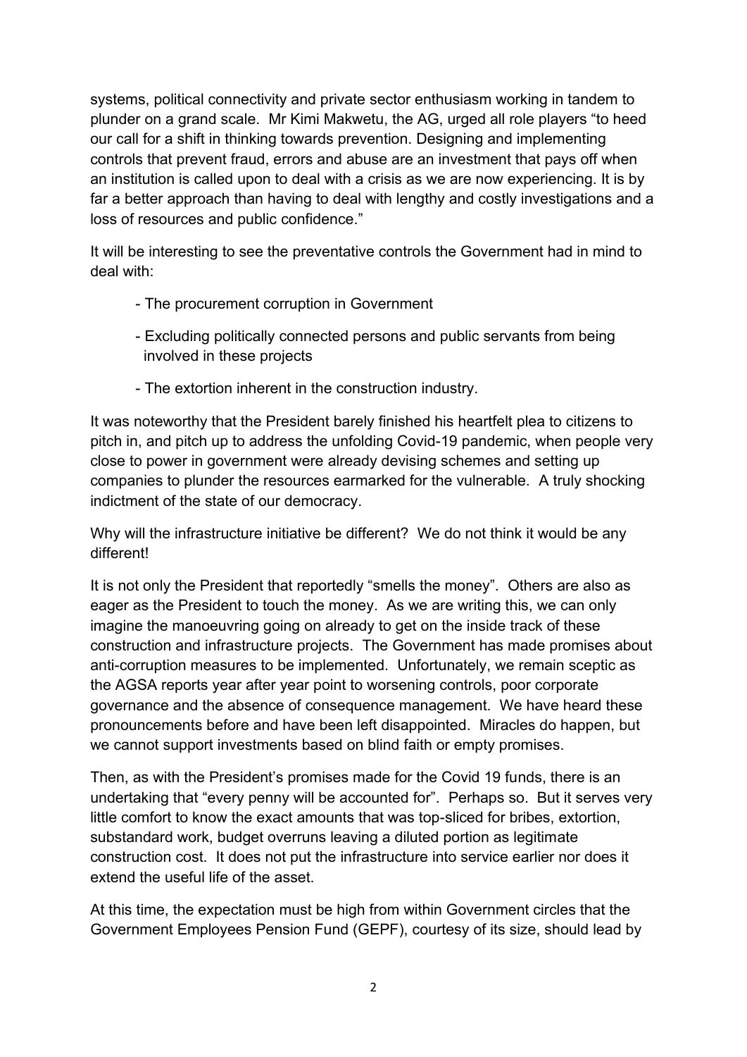systems, political connectivity and private sector enthusiasm working in tandem to plunder on a grand scale. Mr Kimi Makwetu, the AG, urged all role players "to heed our call for a shift in thinking towards prevention. Designing and implementing controls that prevent fraud, errors and abuse are an investment that pays off when an institution is called upon to deal with a crisis as we are now experiencing. It is by far a better approach than having to deal with lengthy and costly investigations and a loss of resources and public confidence."

It will be interesting to see the preventative controls the Government had in mind to deal with:

- The procurement corruption in Government
- Excluding politically connected persons and public servants from being involved in these projects
- The extortion inherent in the construction industry.

It was noteworthy that the President barely finished his heartfelt plea to citizens to pitch in, and pitch up to address the unfolding Covid-19 pandemic, when people very close to power in government were already devising schemes and setting up companies to plunder the resources earmarked for the vulnerable. A truly shocking indictment of the state of our democracy.

Why will the infrastructure initiative be different? We do not think it would be any different!

It is not only the President that reportedly "smells the money". Others are also as eager as the President to touch the money. As we are writing this, we can only imagine the manoeuvring going on already to get on the inside track of these construction and infrastructure projects. The Government has made promises about anti-corruption measures to be implemented. Unfortunately, we remain sceptic as the AGSA reports year after year point to worsening controls, poor corporate governance and the absence of consequence management. We have heard these pronouncements before and have been left disappointed. Miracles do happen, but we cannot support investments based on blind faith or empty promises.

Then, as with the President's promises made for the Covid 19 funds, there is an undertaking that "every penny will be accounted for". Perhaps so. But it serves very little comfort to know the exact amounts that was top-sliced for bribes, extortion, substandard work, budget overruns leaving a diluted portion as legitimate construction cost. It does not put the infrastructure into service earlier nor does it extend the useful life of the asset.

At this time, the expectation must be high from within Government circles that the Government Employees Pension Fund (GEPF), courtesy of its size, should lead by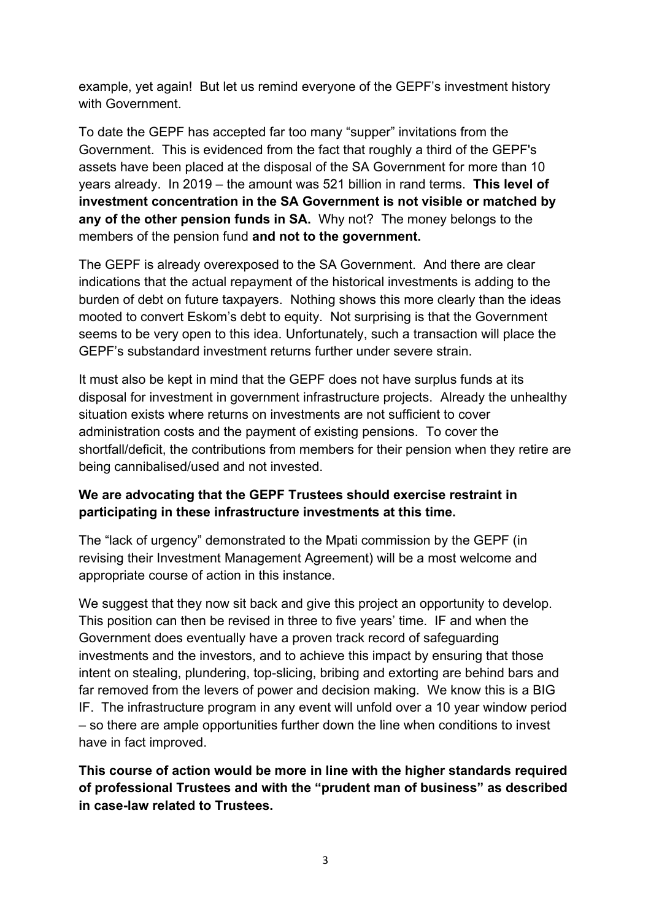example, yet again! But let us remind everyone of the GEPF's investment history with Government.

To date the GEPF has accepted far too many "supper" invitations from the Government. This is evidenced from the fact that roughly a third of the GEPF's assets have been placed at the disposal of the SA Government for more than 10 years already. In 2019 – the amount was 521 billion in rand terms. **This level of investment concentration in the SA Government is not visible or matched by any of the other pension funds in SA.** Why not? The money belongs to the members of the pension fund **and not to the government.**

The GEPF is already overexposed to the SA Government. And there are clear indications that the actual repayment of the historical investments is adding to the burden of debt on future taxpayers. Nothing shows this more clearly than the ideas mooted to convert Eskom's debt to equity. Not surprising is that the Government seems to be very open to this idea. Unfortunately, such a transaction will place the GEPF's substandard investment returns further under severe strain.

It must also be kept in mind that the GEPF does not have surplus funds at its disposal for investment in government infrastructure projects. Already the unhealthy situation exists where returns on investments are not sufficient to cover administration costs and the payment of existing pensions. To cover the shortfall/deficit, the contributions from members for their pension when they retire are being cannibalised/used and not invested.

**We are advocating that the GEPF Trustees should exercise restraint in participating in these infrastructure investments at this time.**

The "lack of urgency" demonstrated to the Mpati commission by the GEPF (in revising their Investment Management Agreement) will be a most welcome and appropriate course of action in this instance.

We suggest that they now sit back and give this project an opportunity to develop. This position can then be revised in three to five years' time. IF and when the Government does eventually have a proven track record of safeguarding investments and the investors, and to achieve this impact by ensuring that those intent on stealing, plundering, top-slicing, bribing and extorting are behind bars and far removed from the levers of power and decision making. We know this is a BIG IF. The infrastructure program in any event will unfold over a 10 year window period – so there are ample opportunities further down the line when conditions to invest have in fact improved.

**This course of action would be more in line with the higher standards required of professional Trustees and with the "prudent man of business" as described in case-law related to Trustees.**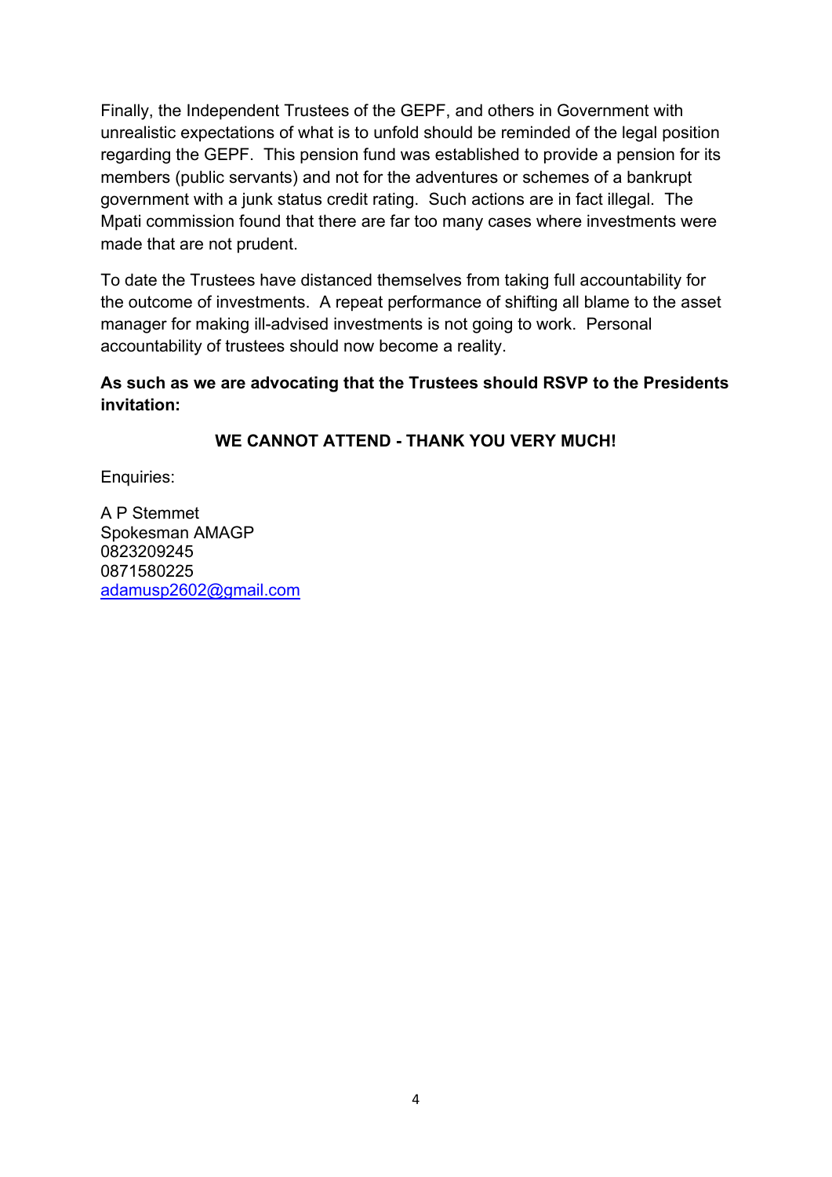Finally, the Independent Trustees of the GEPF, and others in Government with unrealistic expectations of what is to unfold should be reminded of the legal position regarding the GEPF. This pension fund was established to provide a pension for its members (public servants) and not for the adventures or schemes of a bankrupt government with a junk status credit rating. Such actions are in fact illegal. The Mpati commission found that there are far too many cases where investments were made that are not prudent.

To date the Trustees have distanced themselves from taking full accountability for the outcome of investments. A repeat performance of shifting all blame to the asset manager for making ill-advised investments is not going to work. Personal accountability of trustees should now become a reality.

**As such as we are advocating that the Trustees should RSVP to the Presidents invitation:**

**WE CANNOT ATTEND - THANK YOU VERY MUCH!**

Enquiries:

A P Stemmet
Spokesman AMAGP
0823209245
0871580225
adamusp2602@gmail.com